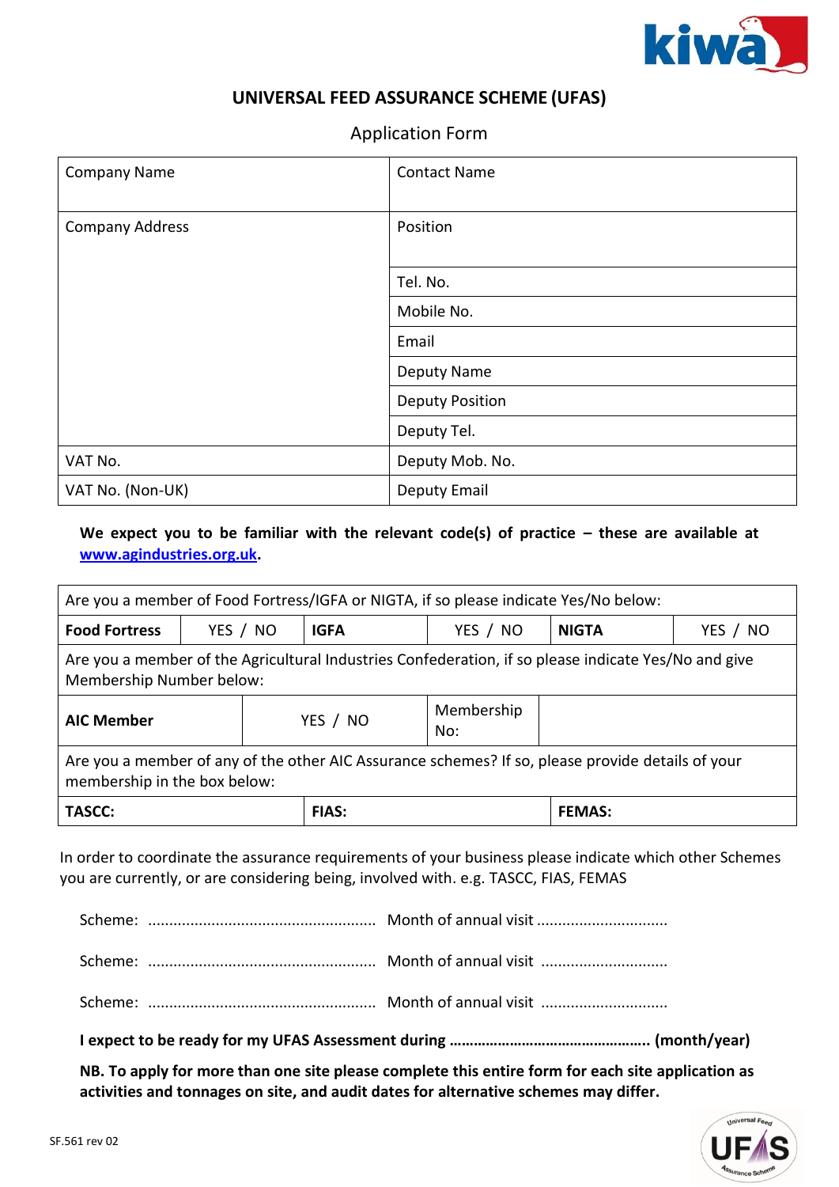# UNIVERSAL FEED ASSURANCE SCHEME (UFAS)

## Application Form

| Company Name | Contact Name |
|---|---|
| Company Address | Position |
| | Tel. No. |
| | Mobile No. |
| | Email |
| | Deputy Name |
| | Deputy Position |
| | Deputy Tel. |
| VAT No. | Deputy Mob. No. |
| VAT No. (Non-UK) | Deputy Email |

**We expect you to be familiar with the relevant code(s) of practice – these are available at www.agindustries.org.uk.**

| Are you a member of Food Fortress/IGFA or NIGTA, if so please indicate Yes/No below: | | | | | |
|---|---|---|---|---|---|
| **Food Fortress** | YES / NO | **IGFA** | YES / NO | **NIGTA** | YES / NO |

| Are you a member of the Agricultural Industries Confederation, if so please indicate Yes/No and give Membership Number below: | | | |
|---|---|---|---|
| **AIC Member** | YES / NO | Membership No: | |

| Are you a member of any of the other AIC Assurance schemes? If so, please provide details of your membership in the box below: | | |
|---|---|---|
| **TASCC:** | **FIAS:** | **FEMAS:** |

In order to coordinate the assurance requirements of your business please indicate which other Schemes you are currently, or are considering being, involved with. e.g. TASCC, FIAS, FEMAS

Scheme: ..................................................... Month of annual visit ..............................

Scheme: ..................................................... Month of annual visit ..............................

Scheme: ..................................................... Month of annual visit ..............................

**I expect to be ready for my UFAS Assessment during ………………………………………….. (month/year)**

**NB. To apply for more than one site please complete this entire form for each site application as activities and tonnages on site, and audit dates for alternative schemes may differ.**

SF.561 rev 02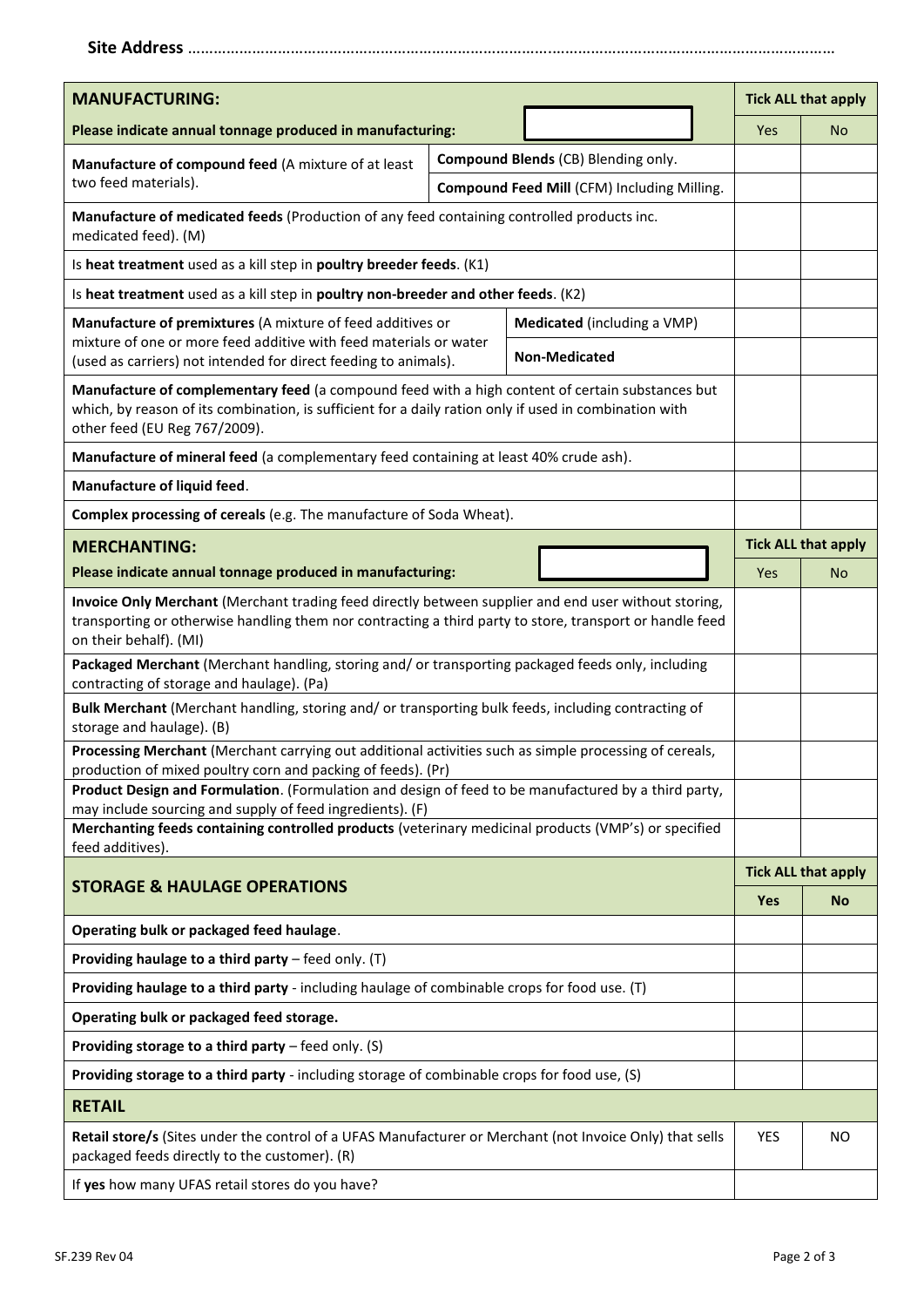**Site Address** ……………………………………………………………………………………………………………………………

| **MANUFACTURING:** | | | **Tick ALL that apply** | |
|---|---|---|---|---|
| **Please indicate annual tonnage produced in manufacturing:** | | | Yes | No |
| **Manufacture of compound feed** (A mixture of at least two feed materials). | **Compound Blends** (CB) Blending only. | | | |
| | **Compound Feed Mill** (CFM) Including Milling. | | | |
| **Manufacture of medicated feeds** (Production of any feed containing controlled products inc. medicated feed). (M) | | | | |
| Is **heat treatment** used as a kill step in **poultry breeder feeds**. (K1) | | | | |
| Is **heat treatment** used as a kill step in **poultry non-breeder and other feeds**. (K2) | | | | |
| **Manufacture of premixtures** (A mixture of feed additives or mixture of one or more feed additive with feed materials or water (used as carriers) not intended for direct feeding to animals). | | **Medicated** (including a VMP) | | |
| | | **Non-Medicated** | | |
| **Manufacture of complementary feed** (a compound feed with a high content of certain substances but which, by reason of its combination, is sufficient for a daily ration only if used in combination with other feed (EU Reg 767/2009). | | | | |
| **Manufacture of mineral feed** (a complementary feed containing at least 40% crude ash). | | | | |
| **Manufacture of liquid feed**. | | | | |
| **Complex processing of cereals** (e.g. The manufacture of Soda Wheat). | | | | |

| **MERCHANTING:** | **Tick ALL that apply** | |
|---|---|---|
| **Please indicate annual tonnage produced in manufacturing:** | Yes | No |
| **Invoice Only Merchant** (Merchant trading feed directly between supplier and end user without storing, transporting or otherwise handling them nor contracting a third party to store, transport or handle feed on their behalf). (MI) | | |
| **Packaged Merchant** (Merchant handling, storing and/ or transporting packaged feeds only, including contracting of storage and haulage). (Pa) | | |
| **Bulk Merchant** (Merchant handling, storing and/ or transporting bulk feeds, including contracting of storage and haulage). (B) | | |
| **Processing Merchant** (Merchant carrying out additional activities such as simple processing of cereals, production of mixed poultry corn and packing of feeds). (Pr) | | |
| **Product Design and Formulation**. (Formulation and design of feed to be manufactured by a third party, may include sourcing and supply of feed ingredients). (F) | | |
| **Merchanting feeds containing controlled products** (veterinary medicinal products (VMP's) or specified feed additives). | | |

| **STORAGE & HAULAGE OPERATIONS** | **Tick ALL that apply** | |
|---|---|---|
| | **Yes** | **No** |
| **Operating bulk or packaged feed haulage**. | | |
| **Providing haulage to a third party** – feed only. (T) | | |
| **Providing haulage to a third party** - including haulage of combinable crops for food use. (T) | | |
| **Operating bulk or packaged feed storage.** | | |
| **Providing storage to a third party** – feed only. (S) | | |
| **Providing storage to a third party** - including storage of combinable crops for food use, (S) | | |

| **RETAIL** | | |
|---|---|---|
| **Retail store/s** (Sites under the control of a UFAS Manufacturer or Merchant (not Invoice Only) that sells packaged feeds directly to the customer). (R) | YES | NO |
| If **yes** how many UFAS retail stores do you have? | | |

SF.239 Rev 04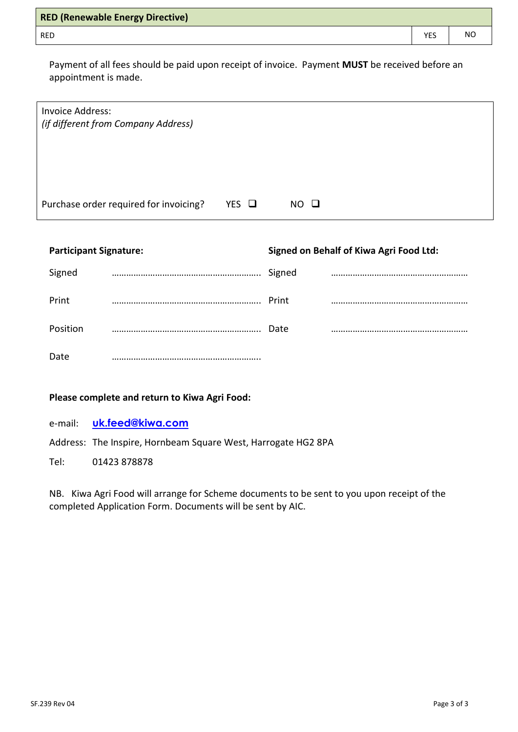| RED (Renewable Energy Directive) | | |
|---|---|---|
| RED | YES | NO |

Payment of all fees should be paid upon receipt of invoice. Payment **MUST** be received before an appointment is made.

Invoice Address:
*(if different from Company Address)*

Purchase order required for invoicing? YES ❑ NO ❑

| **Participant Signature:** | | **Signed on Behalf of Kiwa Agri Food Ltd:** | |
|---|---|---|---|
| Signed | ………………………………………………….. | Signed | ……………………………………………… |
| Print | ………………………………………………….. | Print | ……………………………………………… |
| Position | ………………………………………………….. | Date | ……………………………………………… |
| Date | ………………………………………………….. | | |

**Please complete and return to Kiwa Agri Food:**

e-mail: uk.feed@kiwa.com

Address: The Inspire, Hornbeam Square West, Harrogate HG2 8PA

Tel: 01423 878878

NB. Kiwa Agri Food will arrange for Scheme documents to be sent to you upon receipt of the completed Application Form. Documents will be sent by AIC.

SF.239 Rev 04